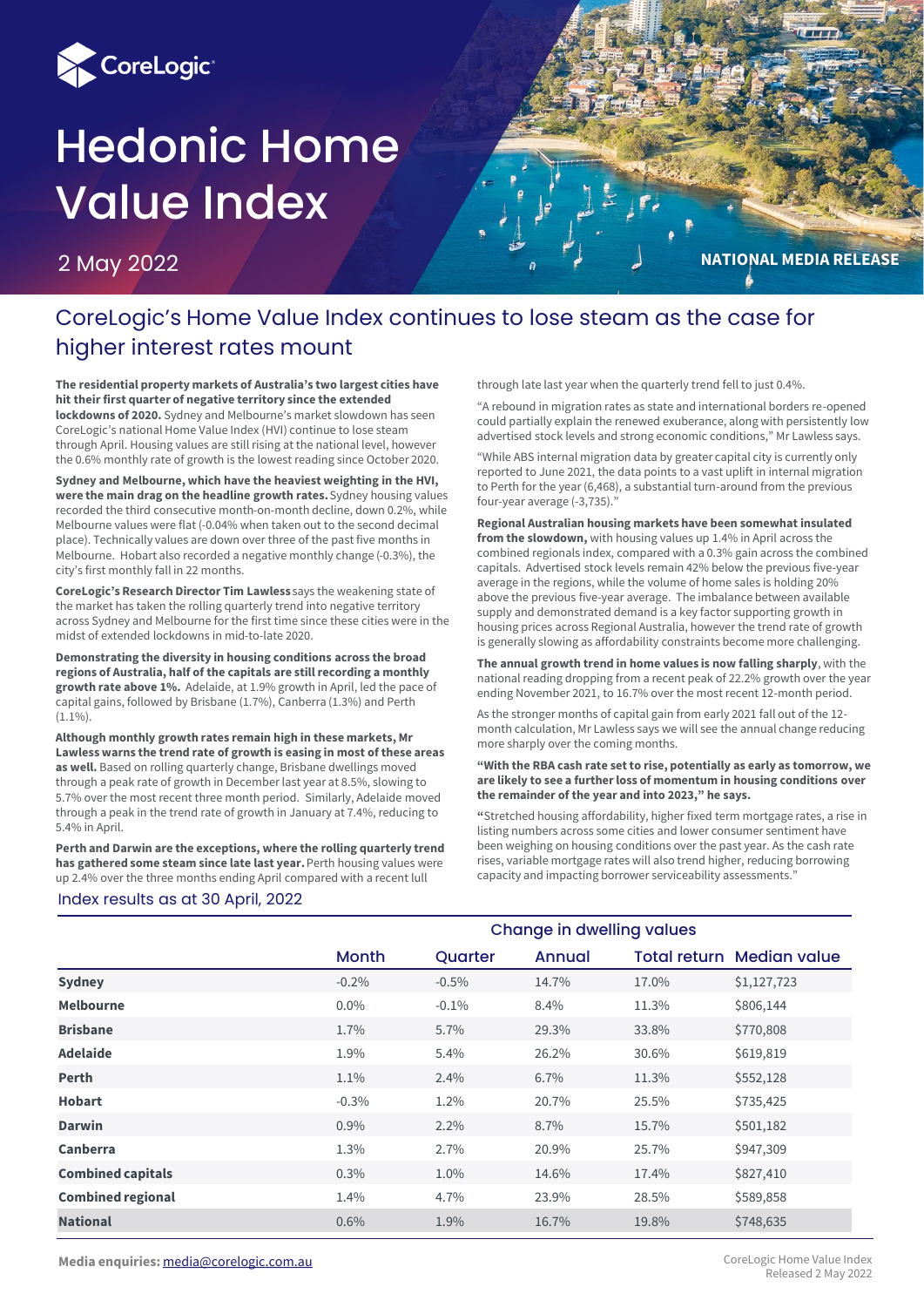CoreLogic

# Hedonic Home Value Index

2 May 2022

NATIONAL MEDIA RELEASE

## CoreLogic's Home Value Index continues to lose steam as the case for higher interest rates mount

**The residential property markets of Australia's two largest cities have hit their first quarter of negative territory since the extended lockdowns of 2020.** Sydney and Melbourne's market slowdown has seen CoreLogic's national Home Value Index (HVI) continue to lose steam through April. Housing values are still rising at the national level, however the 0.6% monthly rate of growth is the lowest reading since October 2020.

**Sydney and Melbourne, which have the heaviest weighting in the HVI, were the main drag on the headline growth rates.** Sydney housing values recorded the third consecutive month-on-month decline, down 0.2%, while Melbourne values were flat (-0.04% when taken out to the second decimal place). Technically values are down over three of the past five months in Melbourne. Hobart also recorded a negative monthly change (-0.3%), the city's first monthly fall in 22 months.

**CoreLogic's Research Director Tim Lawless** says the weakening state of the market has taken the rolling quarterly trend into negative territory across Sydney and Melbourne for the first time since these cities were in the midst of extended lockdowns in mid-to-late 2020.

**Demonstrating the diversity in housing conditions across the broad regions of Australia, half of the capitals are still recording a monthly growth rate above 1%.** Adelaide, at 1.9% growth in April, led the pace of capital gains, followed by Brisbane (1.7%), Canberra (1.3%) and Perth (1.1%).

**Although monthly growth rates remain high in these markets, Mr Lawless warns the trend rate of growth is easing in most of these areas as well.** Based on rolling quarterly change, Brisbane dwellings moved through a peak rate of growth in December last year at 8.5%, slowing to 5.7% over the most recent three month period. Similarly, Adelaide moved through a peak in the trend rate of growth in January at 7.4%, reducing to 5.4% in April.

**Perth and Darwin are the exceptions, where the rolling quarterly trend has gathered some steam since late last year.** Perth housing values were up 2.4% over the three months ending April compared with a recent lull through late last year when the quarterly trend fell to just 0.4%.

"A rebound in migration rates as state and international borders re-opened could partially explain the renewed exuberance, along with persistently low advertised stock levels and strong economic conditions," Mr Lawless says.

"While ABS internal migration data by greater capital city is currently only reported to June 2021, the data points to a vast uplift in internal migration to Perth for the year (6,468), a substantial turn-around from the previous four-year average (-3,735)."

**Regional Australian housing markets have been somewhat insulated from the slowdown,** with housing values up 1.4% in April across the combined regionals index, compared with a 0.3% gain across the combined capitals. Advertised stock levels remain 42% below the previous five-year average in the regions, while the volume of home sales is holding 20% above the previous five-year average. The imbalance between available supply and demonstrated demand is a key factor supporting growth in housing prices across Regional Australia, however the trend rate of growth is generally slowing as affordability constraints become more challenging.

**The annual growth trend in home values is now falling sharply**, with the national reading dropping from a recent peak of 22.2% growth over the year ending November 2021, to 16.7% over the most recent 12-month period.

As the stronger months of capital gain from early 2021 fall out of the 12-month calculation, Mr Lawless says we will see the annual change reducing more sharply over the coming months.

**"With the RBA cash rate set to rise, potentially as early as tomorrow, we are likely to see a further loss of momentum in housing conditions over the remainder of the year and into 2023," he says.**

"Stretched housing affordability, higher fixed term mortgage rates, a rise in listing numbers across some cities and lower consumer sentiment have been weighing on housing conditions over the past year. As the cash rate rises, variable mortgage rates will also trend higher, reducing borrowing capacity and impacting borrower serviceability assessments."

### Index results as at 30 April, 2022

| | Change in dwelling values | | | | |
|---|---|---|---|---|---|
| | Month | Quarter | Annual | Total return | Median value |
| **Sydney** | -0.2% | -0.5% | 14.7% | 17.0% | $1,127,723 |
| **Melbourne** | 0.0% | -0.1% | 8.4% | 11.3% | $806,144 |
| **Brisbane** | 1.7% | 5.7% | 29.3% | 33.8% | $770,808 |
| **Adelaide** | 1.9% | 5.4% | 26.2% | 30.6% | $619,819 |
| **Perth** | 1.1% | 2.4% | 6.7% | 11.3% | $552,128 |
| **Hobart** | -0.3% | 1.2% | 20.7% | 25.5% | $735,425 |
| **Darwin** | 0.9% | 2.2% | 8.7% | 15.7% | $501,182 |
| **Canberra** | 1.3% | 2.7% | 20.9% | 25.7% | $947,309 |
| **Combined capitals** | 0.3% | 1.0% | 14.6% | 17.4% | $827,410 |
| **Combined regional** | 1.4% | 4.7% | 23.9% | 28.5% | $589,858 |
| **National** | 0.6% | 1.9% | 16.7% | 19.8% | $748,635 |

**Media enquiries:** media@corelogic.com.au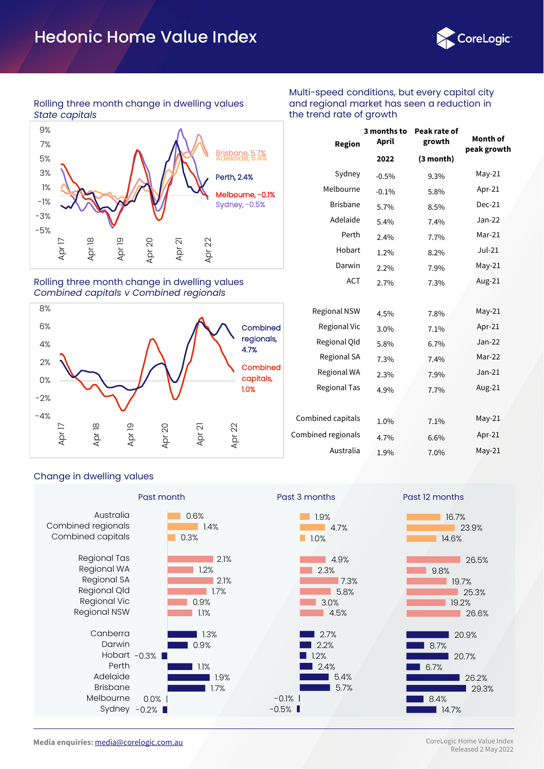# Hedonic Home Value Index

## Rolling three month change in dwelling values

*State capitals*

Brisbane, 5.7%
Adelaide, 5.4%
Perth, 2.4%
Melbourne, -0.1%
Sydney, -0.5%

## Rolling three month change in dwelling values

*Combined capitals v Combined regionals*

Combined regionals, 4.7%
Combined capitals, 1.0%

## Multi-speed conditions, but every capital city and regional market has seen a reduction in the trend rate of growth

| Region | 3 months to April 2022 | Peak rate of growth (3 month) | Month of peak growth |
|---|---|---|---|
| Sydney | -0.5% | 9.3% | May-21 |
| Melbourne | -0.1% | 5.8% | Apr-21 |
| Brisbane | 5.7% | 8.5% | Dec-21 |
| Adelaide | 5.4% | 7.4% | Jan-22 |
| Perth | 2.4% | 7.7% | Mar-21 |
| Hobart | 1.2% | 8.2% | Jul-21 |
| Darwin | 2.2% | 7.9% | May-21 |
| ACT | 2.7% | 7.3% | Aug-21 |
| Regional NSW | 4.5% | 7.8% | May-21 |
| Regional Vic | 3.0% | 7.1% | Apr-21 |
| Regional Qld | 5.8% | 6.7% | Jan-22 |
| Regional SA | 7.3% | 7.4% | Mar-22 |
| Regional WA | 2.3% | 7.9% | Jan-21 |
| Regional Tas | 4.9% | 7.7% | Aug-21 |
| Combined capitals | 1.0% | 7.1% | May-21 |
| Combined regionals | 4.7% | 6.6% | Apr-21 |
| Australia | 1.9% | 7.0% | May-21 |

## Change in dwelling values

| | Past month | Past 3 months | Past 12 months |
|---|---|---|---|
| Australia | 0.6% | 1.9% | 16.7% |
| Combined regionals | 1.4% | 4.7% | 23.9% |
| Combined capitals | 0.3% | 1.0% | 14.6% |
| Regional Tas | 2.1% | 4.9% | 26.5% |
| Regional WA | 1.2% | 2.3% | 9.8% |
| Regional SA | 2.1% | 7.3% | 19.7% |
| Regional Qld | 1.7% | 5.8% | 25.3% |
| Regional Vic | 0.9% | 3.0% | 19.2% |
| Regional NSW | 1.1% | 4.5% | 26.6% |
| Canberra | 1.3% | 2.7% | 20.9% |
| Darwin | 0.9% | 2.2% | 8.7% |
| Hobart | -0.3% | 1.2% | 20.7% |
| Perth | 1.1% | 2.4% | 6.7% |
| Adelaide | 1.9% | 5.4% | 26.2% |
| Brisbane | 1.7% | 5.7% | 29.3% |
| Melbourne | 0.0% | -0.1% | 8.4% |
| Sydney | -0.2% | -0.5% | 14.7% |

**Media enquiries:** media@corelogic.com.au

CoreLogic Home Value Index
Released 2 May 2022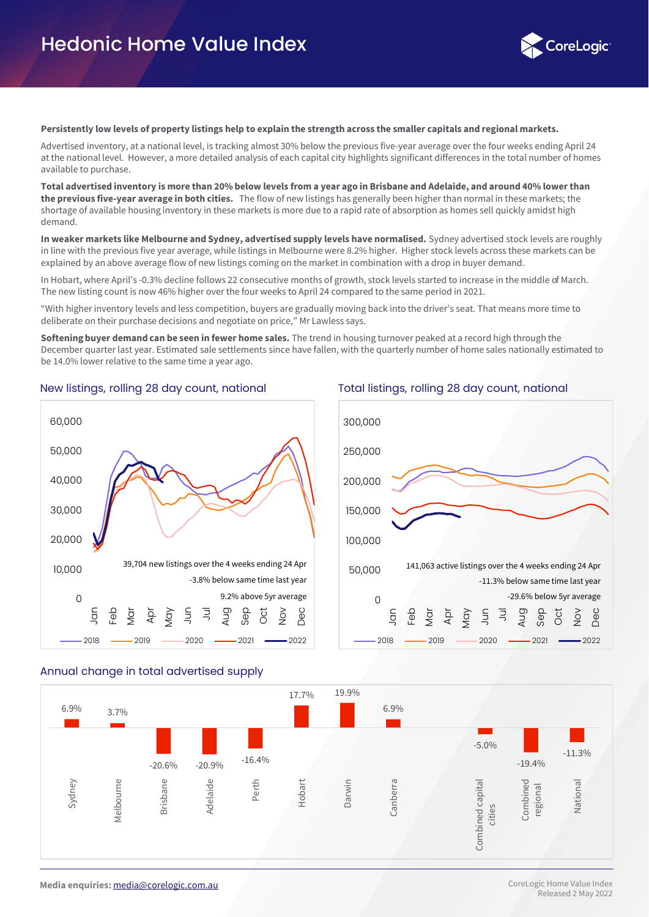**Persistently low levels of property listings help to explain the strength across the smaller capitals and regional markets.**

Advertised inventory, at a national level, is tracking almost 30% below the previous five-year average over the four weeks ending April 24 at the national level. However, a more detailed analysis of each capital city highlights significant differences in the total number of homes available to purchase.

**Total advertised inventory is more than 20% below levels from a year ago in Brisbane and Adelaide, and around 40% lower than the previous five-year average in both cities.** The flow of new listings has generally been higher than normal in these markets; the shortage of available housing inventory in these markets is more due to a rapid rate of absorption as homes sell quickly amidst high demand.

**In weaker markets like Melbourne and Sydney, advertised supply levels have normalised.** Sydney advertised stock levels are roughly in line with the previous five year average, while listings in Melbourne were 8.2% higher. Higher stock levels across these markets can be explained by an above average flow of new listings coming on the market in combination with a drop in buyer demand.

In Hobart, where April's -0.3% decline follows 22 consecutive months of growth, stock levels started to increase in the middle of March. The new listing count is now 46% higher over the four weeks to April 24 compared to the same period in 2021.

"With higher inventory levels and less competition, buyers are gradually moving back into the driver's seat. That means more time to deliberate on their purchase decisions and negotiate on price," Mr Lawless says.

**Softening buyer demand can be seen in fewer home sales.** The trend in housing turnover peaked at a record high through the December quarter last year. Estimated sale settlements since have fallen, with the quarterly number of home sales nationally estimated to be 14.0% lower relative to the same time a year ago.

## New listings, rolling 28 day count, national

39,704 new listings over the 4 weeks ending 24 Apr
-3.8% below same time last year
9.2% above 5yr average

## Total listings, rolling 28 day count, national

141,063 active listings over the 4 weeks ending 24 Apr
-11.3% below same time last year
-29.6% below 5yr average

## Annual change in total advertised supply

| Region | Annual change |
|---|---|
| Sydney | 6.9% |
| Melbourne | 3.7% |
| Brisbane | -20.6% |
| Adelaide | -20.9% |
| Perth | -16.4% |
| Hobart | 17.7% |
| Darwin | 19.9% |
| Canberra | 6.9% |
| Combined capital cities | -5.0% |
| Combined regional | -19.4% |
| National | -11.3% |

**Media enquiries:** media@corelogic.com.au

CoreLogic Home Value Index
Released 2 May 2022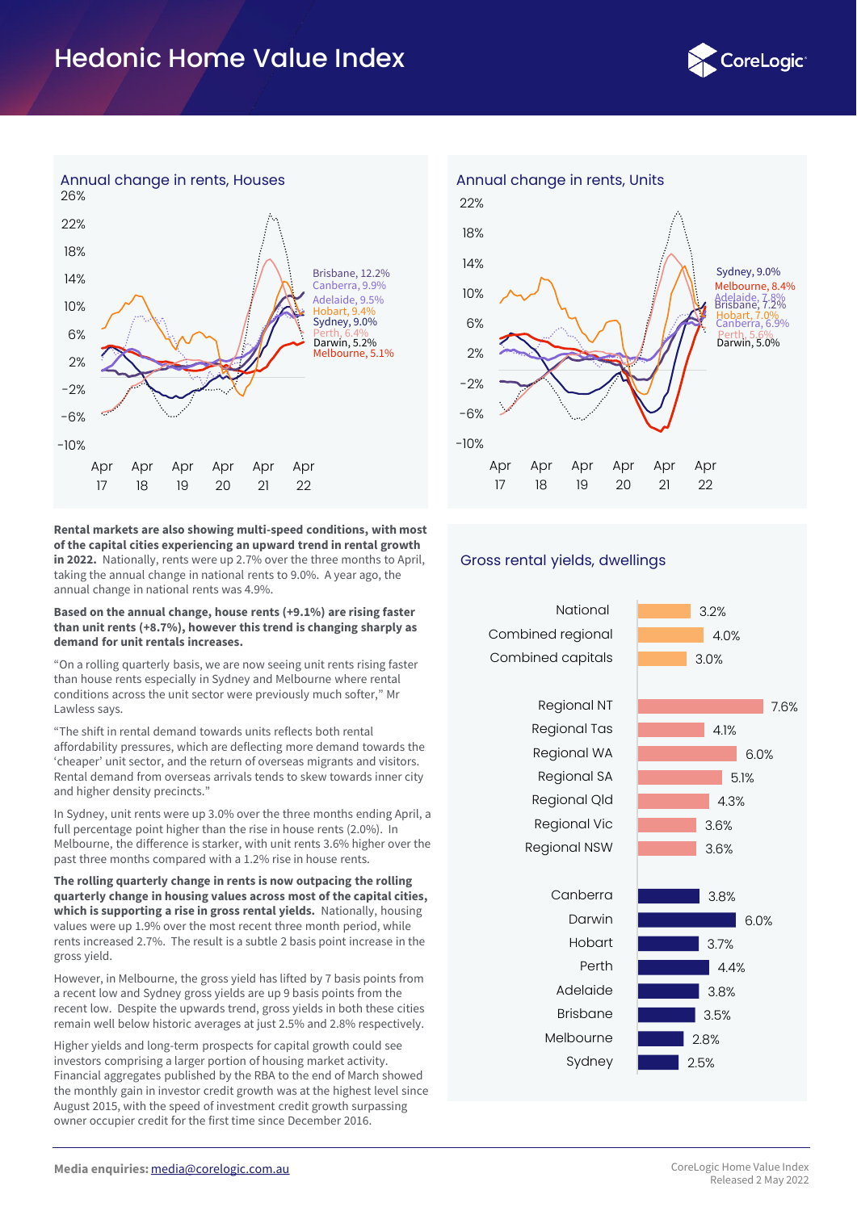# Hedonic Home Value Index

### Annual change in rents, Houses

Brisbane, 12.2%
Canberra, 9.9%
Adelaide, 9.5%
Hobart, 9.4%
Sydney, 9.0%
Perth, 6.4%
Darwin, 5.2%
Melbourne, 5.1%

### Annual change in rents, Units

Sydney, 9.0%
Melbourne, 8.4%
Adelaide, 7.8%
Brisbane, 7.2%
Hobart, 7.0%
Canberra, 6.9%
Perth, 5.6%
Darwin, 5.0%

**Rental markets are also showing multi-speed conditions, with most of the capital cities experiencing an upward trend in rental growth in 2022.** Nationally, rents were up 2.7% over the three months to April, taking the annual change in national rents to 9.0%. A year ago, the annual change in national rents was 4.9%.

**Based on the annual change, house rents (+9.1%) are rising faster than unit rents (+8.7%), however this trend is changing sharply as demand for unit rentals increases.**

"On a rolling quarterly basis, we are now seeing unit rents rising faster than house rents especially in Sydney and Melbourne where rental conditions across the unit sector were previously much softer," Mr Lawless says.

"The shift in rental demand towards units reflects both rental affordability pressures, which are deflecting more demand towards the 'cheaper' unit sector, and the return of overseas migrants and visitors. Rental demand from overseas arrivals tends to skew towards inner city and higher density precincts."

In Sydney, unit rents were up 3.0% over the three months ending April, a full percentage point higher than the rise in house rents (2.0%). In Melbourne, the difference is starker, with unit rents 3.6% higher over the past three months compared with a 1.2% rise in house rents.

**The rolling quarterly change in rents is now outpacing the rolling quarterly change in housing values across most of the capital cities, which is supporting a rise in gross rental yields.** Nationally, housing values were up 1.9% over the most recent three month period, while rents increased 2.7%. The result is a subtle 2 basis point increase in the gross yield.

However, in Melbourne, the gross yield has lifted by 7 basis points from a recent low and Sydney gross yields are up 9 basis points from the recent low. Despite the upwards trend, gross yields in both these cities remain well below historic averages at just 2.5% and 2.8% respectively.

Higher yields and long-term prospects for capital growth could see investors comprising a larger portion of housing market activity. Financial aggregates published by the RBA to the end of March showed the monthly gain in investor credit growth was at the highest level since August 2015, with the speed of investment credit growth surpassing owner occupier credit for the first time since December 2016.

### Gross rental yields, dwellings

| Region | Gross rental yield |
|---|---|
| National | 3.2% |
| Combined regional | 4.0% |
| Combined capitals | 3.0% |
| Regional NT | 7.6% |
| Regional Tas | 4.1% |
| Regional WA | 6.0% |
| Regional SA | 5.1% |
| Regional Qld | 4.3% |
| Regional Vic | 3.6% |
| Regional NSW | 3.6% |
| Canberra | 3.8% |
| Darwin | 6.0% |
| Hobart | 3.7% |
| Perth | 4.4% |
| Adelaide | 3.8% |
| Brisbane | 3.5% |
| Melbourne | 2.8% |
| Sydney | 2.5% |

**Media enquiries:** media@corelogic.com.au

CoreLogic Home Value Index
Released 2 May 2022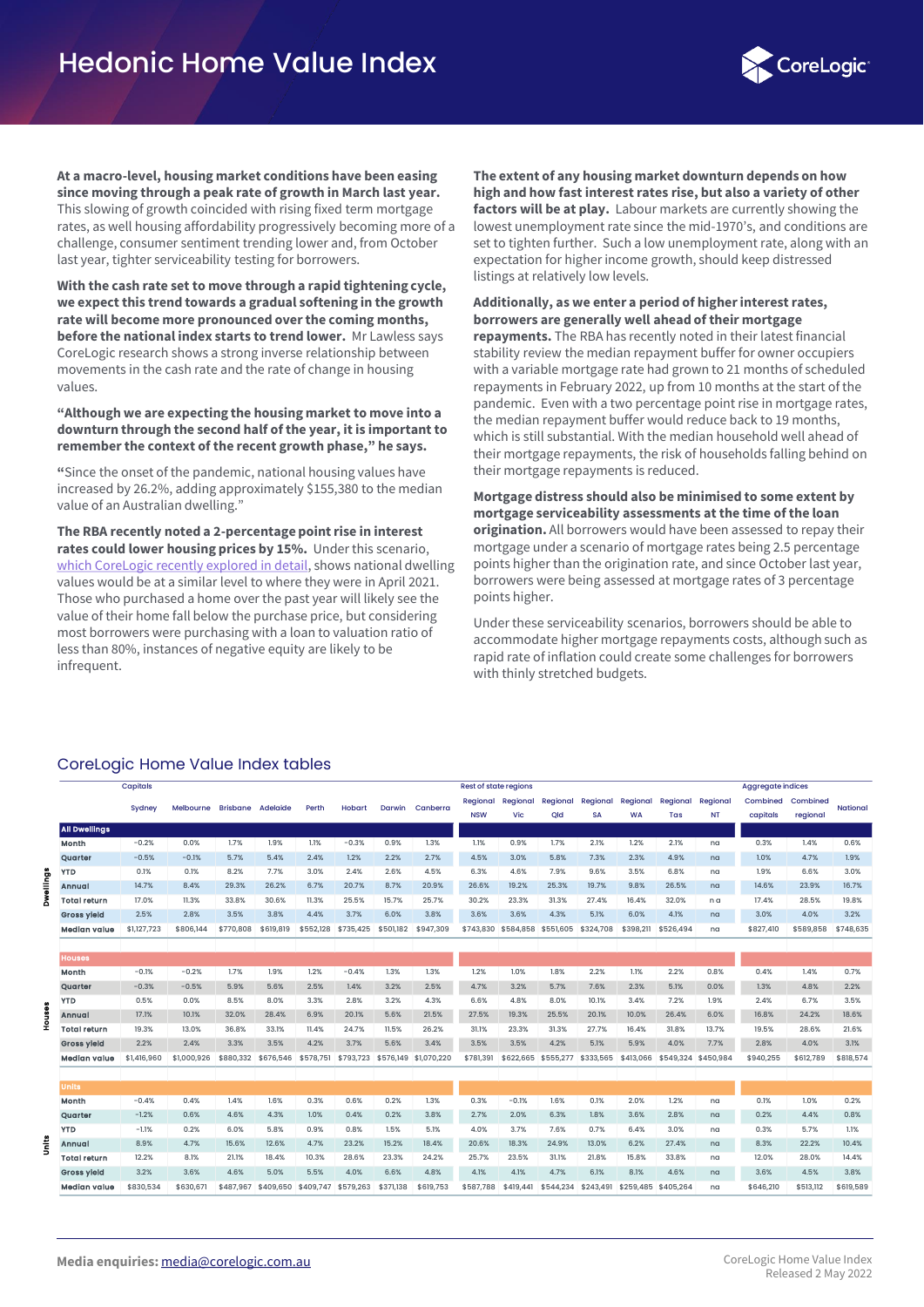# Hedonic Home Value Index

**At a macro-level, housing market conditions have been easing since moving through a peak rate of growth in March last year.** This slowing of growth coincided with rising fixed term mortgage rates, as well housing affordability progressively becoming more of a challenge, consumer sentiment trending lower and, from October last year, tighter serviceability testing for borrowers.

**With the cash rate set to move through a rapid tightening cycle, we expect this trend towards a gradual softening in the growth rate will become more pronounced over the coming months, before the national index starts to trend lower.** Mr Lawless says CoreLogic research shows a strong inverse relationship between movements in the cash rate and the rate of change in housing values.

**"Although we are expecting the housing market to move into a downturn through the second half of the year, it is important to remember the context of the recent growth phase," he says.**

"Since the onset of the pandemic, national housing values have increased by 26.2%, adding approximately $155,380 to the median value of an Australian dwelling."

**The RBA recently noted a 2-percentage point rise in interest rates could lower housing prices by 15%.** Under this scenario, [which CoreLogic recently explored in detail](), shows national dwelling values would be at a similar level to where they were in April 2021. Those who purchased a home over the past year will likely see the value of their home fall below the purchase price, but considering most borrowers were purchasing with a loan to valuation ratio of less than 80%, instances of negative equity are likely to be infrequent.

**The extent of any housing market downturn depends on how high and how fast interest rates rise, but also a variety of other factors will be at play.** Labour markets are currently showing the lowest unemployment rate since the mid-1970's, and conditions are set to tighten further. Such a low unemployment rate, along with an expectation for higher income growth, should keep distressed listings at relatively low levels.

**Additionally, as we enter a period of higher interest rates, borrowers are generally well ahead of their mortgage repayments.** The RBA has recently noted in their latest financial stability review the median repayment buffer for owner occupiers with a variable mortgage rate had grown to 21 months of scheduled repayments in February 2022, up from 10 months at the start of the pandemic. Even with a two percentage point rise in mortgage rates, the median repayment buffer would reduce back to 19 months, which is still substantial. With the median household well ahead of their mortgage repayments, the risk of households falling behind on their mortgage repayments is reduced.

**Mortgage distress should also be minimised to some extent by mortgage serviceability assessments at the time of the loan origination.** All borrowers would have been assessed to repay their mortgage under a scenario of mortgage rates being 2.5 percentage points higher than the origination rate, and since October last year, borrowers were being assessed at mortgage rates of 3 percentage points higher.

Under these serviceability scenarios, borrowers should be able to accommodate higher mortgage repayments costs, although such as rapid rate of inflation could create some challenges for borrowers with thinly stretched budgets.

## CoreLogic Home Value Index tables

| | | Capitals | | | | | | | | Rest of state regions | | | | | | | Aggregate indices | | |
|---|---|---|---|---|---|---|---|---|---|---|---|---|---|---|---|---|---|---|---|
| | | Sydney | Melbourne | Brisbane | Adelaide | Perth | Hobart | Darwin | Canberra | Regional NSW | Regional Vic | Regional Qld | Regional SA | Regional WA | Regional Tas | Regional NT | Combined capitals | Combined regional | National |
| **Dwellings** | **All Dwellings** | | | | | | | | | | | | | | | | | | |
| | Month | -0.2% | 0.0% | 1.7% | 1.9% | 1.1% | -0.3% | 0.9% | 1.3% | 1.1% | 0.9% | 1.7% | 2.1% | 1.2% | 2.1% | na | 0.3% | 1.4% | 0.6% |
| | Quarter | -0.5% | -0.1% | 5.7% | 5.4% | 2.4% | 1.2% | 2.2% | 2.7% | 4.5% | 3.0% | 5.8% | 7.3% | 2.3% | 4.9% | na | 1.0% | 4.7% | 1.9% |
| | YTD | 0.1% | 0.1% | 8.2% | 7.7% | 3.0% | 2.4% | 2.6% | 4.5% | 6.3% | 4.6% | 7.9% | 9.6% | 3.5% | 6.8% | na | 1.9% | 6.6% | 3.0% |
| | Annual | 14.7% | 8.4% | 29.3% | 26.2% | 6.7% | 20.7% | 8.7% | 20.9% | 26.6% | 19.2% | 25.3% | 19.7% | 9.8% | 26.5% | na | 14.6% | 23.9% | 16.7% |
| | Total return | 17.0% | 11.3% | 33.8% | 30.6% | 11.3% | 25.5% | 15.7% | 25.7% | 30.2% | 23.3% | 31.3% | 27.4% | 16.4% | 32.0% | n a | 17.4% | 28.5% | 19.8% |
| | Gross yield | 2.5% | 2.8% | 3.5% | 3.8% | 4.4% | 3.7% | 6.0% | 3.8% | 3.6% | 3.6% | 4.3% | 5.1% | 6.0% | 4.1% | na | 3.0% | 4.0% | 3.2% |
| | Median value | $1,127,723 | $806,144 | $770,808 | $619,819 | $552,128 | $735,425 | $501,182 | $947,309 | $743,830 | $584,858 | $551,605 | $324,708 | $398,211 | $526,494 | na | $827,410 | $589,858 | $748,635 |
| **Houses** | **Houses** | | | | | | | | | | | | | | | | | | |
| | Month | -0.1% | -0.2% | 1.7% | 1.9% | 1.2% | -0.4% | 1.3% | 1.3% | 1.2% | 1.0% | 1.8% | 2.2% | 1.1% | 2.2% | 0.8% | 0.4% | 1.4% | 0.7% |
| | Quarter | -0.3% | -0.5% | 5.9% | 5.6% | 2.5% | 1.4% | 3.2% | 2.5% | 4.7% | 3.2% | 5.7% | 7.6% | 2.3% | 5.1% | 0.0% | 1.3% | 4.8% | 2.2% |
| | YTD | 0.5% | 0.0% | 8.5% | 8.0% | 3.3% | 2.8% | 3.2% | 4.3% | 6.6% | 4.8% | 8.0% | 10.1% | 3.4% | 7.2% | 1.9% | 2.4% | 6.7% | 3.5% |
| | Annual | 17.1% | 10.1% | 32.0% | 28.4% | 6.9% | 20.1% | 5.6% | 21.5% | 27.5% | 19.3% | 25.5% | 20.1% | 10.0% | 26.4% | 6.0% | 16.8% | 24.2% | 18.6% |
| | Total return | 19.3% | 13.0% | 36.8% | 33.1% | 11.4% | 24.7% | 11.5% | 26.2% | 31.1% | 23.3% | 31.3% | 27.7% | 16.4% | 31.8% | 13.7% | 19.5% | 28.6% | 21.6% |
| | Gross yield | 2.2% | 2.4% | 3.3% | 3.5% | 4.2% | 3.7% | 5.6% | 3.4% | 3.5% | 3.5% | 4.2% | 5.1% | 5.9% | 4.0% | 7.7% | 2.8% | 4.0% | 3.1% |
| | Median value | $1,416,960 | $1,000,926 | $880,332 | $676,546 | $578,751 | $793,723 | $576,149 | $1,070,220 | $781,391 | $622,665 | $555,277 | $333,565 | $413,066 | $549,324 | $450,984 | $940,255 | $612,789 | $818,574 |
| **Units** | **Units** | | | | | | | | | | | | | | | | | | |
| | Month | -0.4% | 0.4% | 1.4% | 1.6% | 0.3% | 0.6% | 0.2% | 1.3% | 0.3% | -0.1% | 1.6% | 0.1% | 2.0% | 1.2% | na | 0.1% | 1.0% | 0.2% |
| | Quarter | -1.2% | 0.6% | 4.6% | 4.3% | 1.0% | 0.4% | 0.2% | 3.8% | 2.7% | 2.0% | 6.3% | 1.8% | 3.6% | 2.8% | na | 0.2% | 4.4% | 0.8% |
| | YTD | -1.1% | 0.2% | 6.0% | 5.8% | 0.9% | 0.8% | 1.5% | 5.1% | 4.0% | 3.7% | 7.6% | 0.7% | 6.4% | 3.0% | na | 0.3% | 5.7% | 1.1% |
| | Annual | 8.9% | 4.7% | 15.6% | 12.6% | 4.7% | 23.2% | 15.2% | 18.4% | 20.6% | 18.3% | 24.9% | 13.0% | 6.2% | 27.4% | na | 8.3% | 22.2% | 10.4% |
| | Total return | 12.2% | 8.1% | 21.1% | 18.4% | 10.3% | 28.6% | 23.3% | 24.2% | 25.7% | 23.5% | 31.1% | 21.8% | 15.8% | 33.8% | na | 12.0% | 28.0% | 14.4% |
| | Gross yield | 3.2% | 3.6% | 4.6% | 5.0% | 5.5% | 4.0% | 6.6% | 4.8% | 4.1% | 4.1% | 4.7% | 6.1% | 8.1% | 4.6% | na | 3.6% | 4.5% | 3.8% |
| | Median value | $830,534 | $630,671 | $487,967 | $409,650 | $409,747 | $579,263 | $371,138 | $619,753 | $587,788 | $419,441 | $544,234 | $243,491 | $259,485 | $405,264 | na | $646,210 | $513,112 | $619,589 |

**Media enquiries:** [media@corelogic.com.au](mailto:media@corelogic.com.au)

CoreLogic Home Value Index
Released 2 May 2022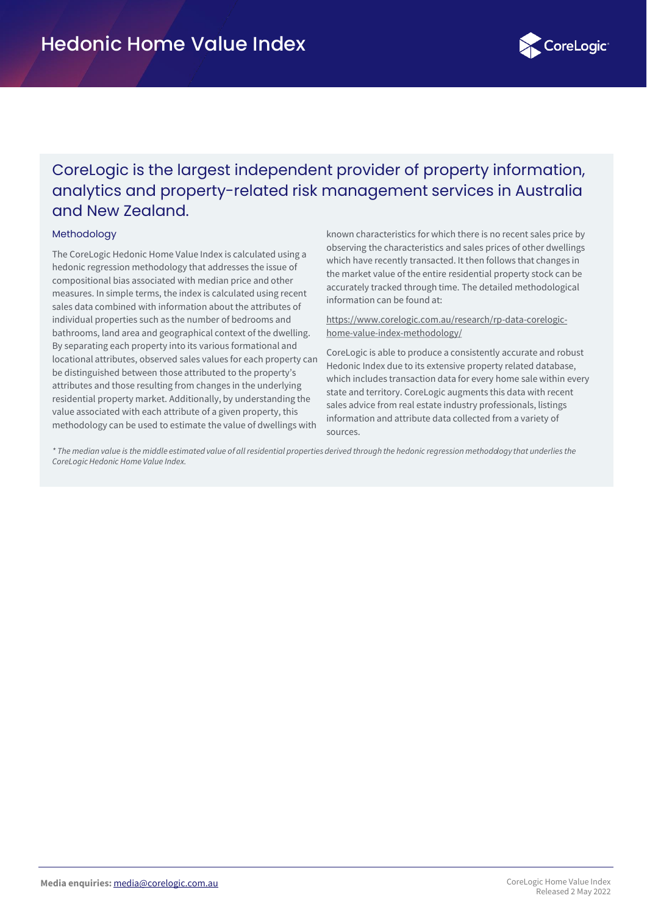## CoreLogic is the largest independent provider of property information, analytics and property-related risk management services in Australia and New Zealand.

### Methodology

The CoreLogic Hedonic Home Value Index is calculated using a hedonic regression methodology that addresses the issue of compositional bias associated with median price and other measures. In simple terms, the index is calculated using recent sales data combined with information about the attributes of individual properties such as the number of bedrooms and bathrooms, land area and geographical context of the dwelling. By separating each property into its various formational and locational attributes, observed sales values for each property can be distinguished between those attributed to the property's attributes and those resulting from changes in the underlying residential property market. Additionally, by understanding the value associated with each attribute of a given property, this methodology can be used to estimate the value of dwellings with known characteristics for which there is no recent sales price by observing the characteristics and sales prices of other dwellings which have recently transacted. It then follows that changes in the market value of the entire residential property stock can be accurately tracked through time. The detailed methodological information can be found at:

https://www.corelogic.com.au/research/rp-data-corelogic-home-value-index-methodology/

CoreLogic is able to produce a consistently accurate and robust Hedonic Index due to its extensive property related database, which includes transaction data for every home sale within every state and territory. CoreLogic augments this data with recent sales advice from real estate industry professionals, listings information and attribute data collected from a variety of sources.

*\* The median value is the middle estimated value of all residential properties derived through the hedonic regression methodology that underlies the CoreLogic Hedonic Home Value Index.*

**Media enquiries:** media@corelogic.com.au

CoreLogic Home Value Index
Released 2 May 2022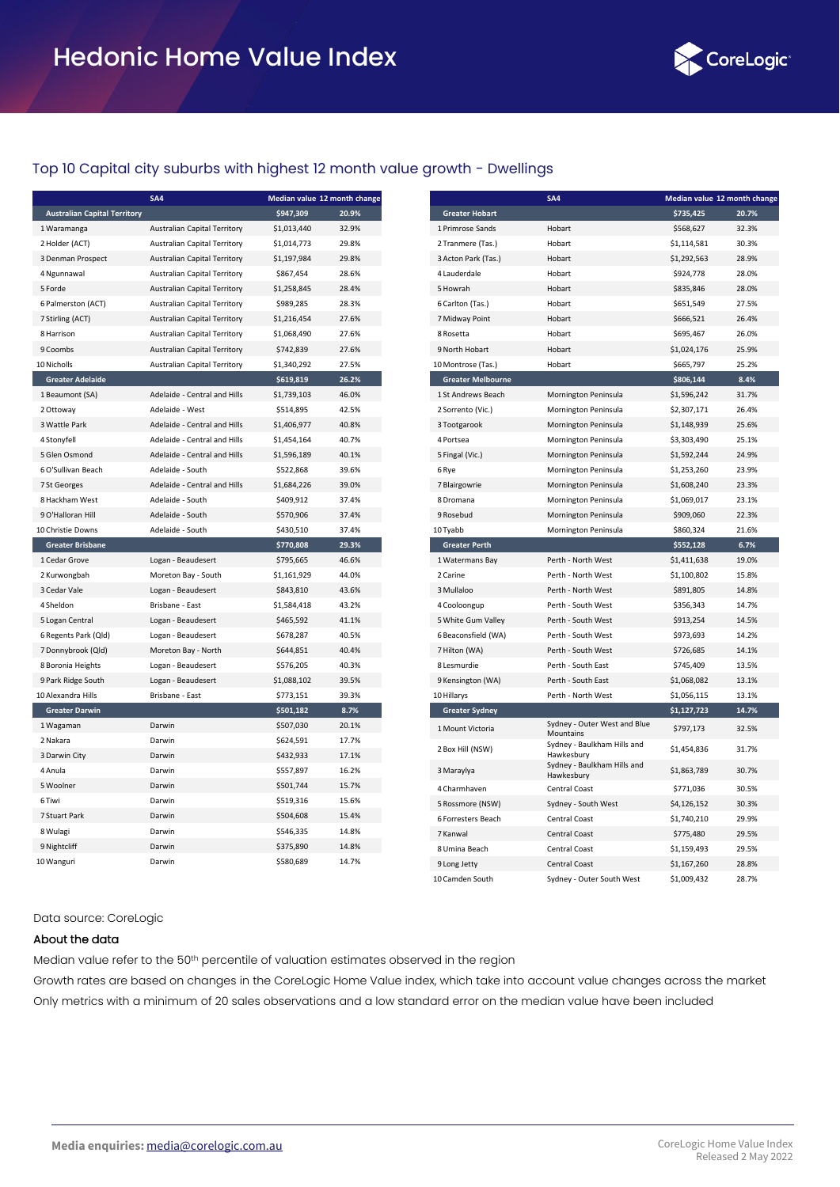# Hedonic Home Value Index

## Top 10 Capital city suburbs with highest 12 month value growth - Dwellings

| | SA4 | Median value | 12 month change |
|---|---|---|---|
| **Australian Capital Territory** | | **$947,309** | **20.9%** |
| 1 Waramanga | Australian Capital Territory | $1,013,440 | 32.9% |
| 2 Holder (ACT) | Australian Capital Territory | $1,014,773 | 29.8% |
| 3 Denman Prospect | Australian Capital Territory | $1,197,984 | 29.8% |
| 4 Ngunnawal | Australian Capital Territory | $867,454 | 28.6% |
| 5 Forde | Australian Capital Territory | $1,258,845 | 28.4% |
| 6 Palmerston (ACT) | Australian Capital Territory | $989,285 | 28.3% |
| 7 Stirling (ACT) | Australian Capital Territory | $1,216,454 | 27.6% |
| 8 Harrison | Australian Capital Territory | $1,068,490 | 27.6% |
| 9 Coombs | Australian Capital Territory | $742,839 | 27.6% |
| 10 Nicholls | Australian Capital Territory | $1,340,292 | 27.5% |
| **Greater Adelaide** | | **$619,819** | **26.2%** |
| 1 Beaumont (SA) | Adelaide - Central and Hills | $1,739,103 | 46.0% |
| 2 Ottoway | Adelaide - West | $514,895 | 42.5% |
| 3 Wattle Park | Adelaide - Central and Hills | $1,406,977 | 40.8% |
| 4 Stonyfell | Adelaide - Central and Hills | $1,454,164 | 40.7% |
| 5 Glen Osmond | Adelaide - Central and Hills | $1,596,189 | 40.1% |
| 6 O'Sullivan Beach | Adelaide - South | $522,868 | 39.6% |
| 7 St Georges | Adelaide - Central and Hills | $1,684,226 | 39.0% |
| 8 Hackham West | Adelaide - South | $409,912 | 37.4% |
| 9 O'Halloran Hill | Adelaide - South | $570,906 | 37.4% |
| 10 Christie Downs | Adelaide - South | $430,510 | 37.4% |
| **Greater Brisbane** | | **$770,808** | **29.3%** |
| 1 Cedar Grove | Logan - Beaudesert | $795,665 | 46.6% |
| 2 Kurwongbah | Moreton Bay - South | $1,161,929 | 44.0% |
| 3 Cedar Vale | Logan - Beaudesert | $843,810 | 43.6% |
| 4 Sheldon | Brisbane - East | $1,584,418 | 43.2% |
| 5 Logan Central | Logan - Beaudesert | $465,592 | 41.1% |
| 6 Regents Park (Qld) | Logan - Beaudesert | $678,287 | 40.5% |
| 7 Donnybrook (Qld) | Moreton Bay - North | $644,851 | 40.4% |
| 8 Boronia Heights | Logan - Beaudesert | $576,205 | 40.3% |
| 9 Park Ridge South | Logan - Beaudesert | $1,088,102 | 39.5% |
| 10 Alexandra Hills | Brisbane - East | $773,151 | 39.3% |
| **Greater Darwin** | | **$501,182** | **8.7%** |
| 1 Wagaman | Darwin | $507,030 | 20.1% |
| 2 Nakara | Darwin | $624,591 | 17.7% |
| 3 Darwin City | Darwin | $432,933 | 17.1% |
| 4 Anula | Darwin | $557,897 | 16.2% |
| 5 Woolner | Darwin | $501,744 | 15.7% |
| 6 Tiwi | Darwin | $519,316 | 15.6% |
| 7 Stuart Park | Darwin | $504,608 | 15.4% |
| 8 Wulagi | Darwin | $546,335 | 14.8% |
| 9 Nightcliff | Darwin | $375,890 | 14.8% |
| 10 Wanguri | Darwin | $580,689 | 14.7% |

| | SA4 | Median value | 12 month change |
|---|---|---|---|
| **Greater Hobart** | | **$735,425** | **20.7%** |
| 1 Primrose Sands | Hobart | $568,627 | 32.3% |
| 2 Tranmere (Tas.) | Hobart | $1,114,581 | 30.3% |
| 3 Acton Park (Tas.) | Hobart | $1,292,563 | 28.9% |
| 4 Lauderdale | Hobart | $924,778 | 28.0% |
| 5 Howrah | Hobart | $835,846 | 28.0% |
| 6 Carlton (Tas.) | Hobart | $651,549 | 27.5% |
| 7 Midway Point | Hobart | $666,521 | 26.4% |
| 8 Rosetta | Hobart | $695,467 | 26.0% |
| 9 North Hobart | Hobart | $1,024,176 | 25.9% |
| 10 Montrose (Tas.) | Hobart | $665,797 | 25.2% |
| **Greater Melbourne** | | **$806,144** | **8.4%** |
| 1 St Andrews Beach | Mornington Peninsula | $1,596,242 | 31.7% |
| 2 Sorrento (Vic.) | Mornington Peninsula | $2,307,171 | 26.4% |
| 3 Tootgarook | Mornington Peninsula | $1,148,939 | 25.6% |
| 4 Portsea | Mornington Peninsula | $3,303,490 | 25.1% |
| 5 Fingal (Vic.) | Mornington Peninsula | $1,592,244 | 24.9% |
| 6 Rye | Mornington Peninsula | $1,253,260 | 23.9% |
| 7 Blairgowrie | Mornington Peninsula | $1,608,240 | 23.3% |
| 8 Dromana | Mornington Peninsula | $1,069,017 | 23.1% |
| 9 Rosebud | Mornington Peninsula | $909,060 | 22.3% |
| 10 Tyabb | Mornington Peninsula | $860,324 | 21.6% |
| **Greater Perth** | | **$552,128** | **6.7%** |
| 1 Watermans Bay | Perth - North West | $1,411,638 | 19.0% |
| 2 Carine | Perth - North West | $1,100,802 | 15.8% |
| 3 Mullaloo | Perth - North West | $891,805 | 14.8% |
| 4 Cooloongup | Perth - South West | $356,343 | 14.7% |
| 5 White Gum Valley | Perth - South West | $913,254 | 14.5% |
| 6 Beaconsfield (WA) | Perth - South West | $973,693 | 14.2% |
| 7 Hilton (WA) | Perth - South West | $726,685 | 14.1% |
| 8 Lesmurdie | Perth - South East | $745,409 | 13.5% |
| 9 Kensington (WA) | Perth - South East | $1,068,082 | 13.1% |
| 10 Hillarys | Perth - North West | $1,056,115 | 13.1% |
| **Greater Sydney** | | **$1,127,723** | **14.7%** |
| 1 Mount Victoria | Sydney - Outer West and Blue Mountains | $797,173 | 32.5% |
| 2 Box Hill (NSW) | Sydney - Baulkham Hills and Hawkesbury | $1,454,836 | 31.7% |
| 3 Maraylya | Sydney - Baulkham Hills and Hawkesbury | $1,863,789 | 30.7% |
| 4 Charmhaven | Central Coast | $771,036 | 30.5% |
| 5 Rossmore (NSW) | Sydney - South West | $4,126,152 | 30.3% |
| 6 Forresters Beach | Central Coast | $1,740,210 | 29.9% |
| 7 Kanwal | Central Coast | $775,480 | 29.5% |
| 8 Umina Beach | Central Coast | $1,159,493 | 29.5% |
| 9 Long Jetty | Central Coast | $1,167,260 | 28.8% |
| 10 Camden South | Sydney - Outer South West | $1,009,432 | 28.7% |

Data source: CoreLogic

**About the data**

Median value refer to the 50th percentile of valuation estimates observed in the region

Growth rates are based on changes in the CoreLogic Home Value index, which take into account value changes across the market

Only metrics with a minimum of 20 sales observations and a low standard error on the median value have been included

**Media enquiries:** media@corelogic.com.au

CoreLogic Home Value Index
Released 2 May 2022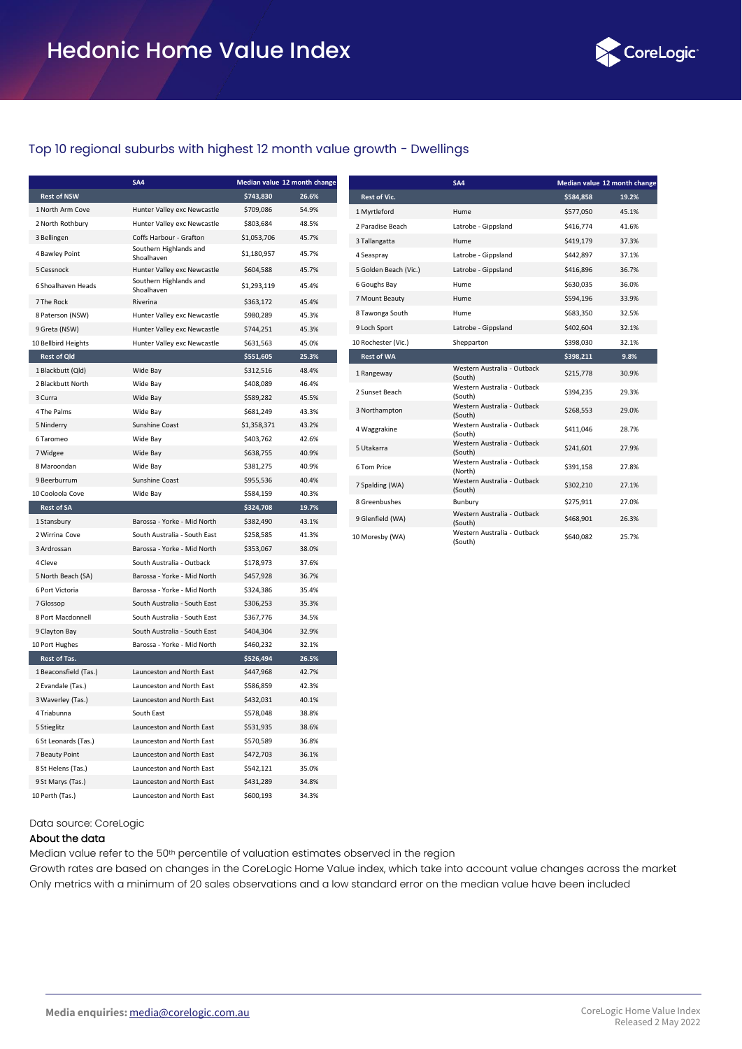# Hedonic Home Value Index

## Top 10 regional suburbs with highest 12 month value growth - Dwellings

| | SA4 | Median value | 12 month change |
|---|---|---|---|
| **Rest of NSW** | | **$743,830** | **26.6%** |
| 1 North Arm Cove | Hunter Valley exc Newcastle | $709,086 | 54.9% |
| 2 North Rothbury | Hunter Valley exc Newcastle | $803,684 | 48.5% |
| 3 Bellingen | Coffs Harbour - Grafton | $1,053,706 | 45.7% |
| 4 Bawley Point | Southern Highlands and Shoalhaven | $1,180,957 | 45.7% |
| 5 Cessnock | Hunter Valley exc Newcastle | $604,588 | 45.7% |
| 6 Shoalhaven Heads | Southern Highlands and Shoalhaven | $1,293,119 | 45.4% |
| 7 The Rock | Riverina | $363,172 | 45.4% |
| 8 Paterson (NSW) | Hunter Valley exc Newcastle | $980,289 | 45.3% |
| 9 Greta (NSW) | Hunter Valley exc Newcastle | $744,251 | 45.3% |
| 10 Bellbird Heights | Hunter Valley exc Newcastle | $631,563 | 45.0% |
| **Rest of Qld** | | **$551,605** | **25.3%** |
| 1 Blackbutt (Qld) | Wide Bay | $312,516 | 48.4% |
| 2 Blackbutt North | Wide Bay | $408,089 | 46.4% |
| 3 Curra | Wide Bay | $589,282 | 45.5% |
| 4 The Palms | Wide Bay | $681,249 | 43.3% |
| 5 Ninderry | Sunshine Coast | $1,358,371 | 43.2% |
| 6 Taromeo | Wide Bay | $403,762 | 42.6% |
| 7 Widgee | Wide Bay | $638,755 | 40.9% |
| 8 Maroondan | Wide Bay | $381,275 | 40.9% |
| 9 Beerburrum | Sunshine Coast | $955,536 | 40.4% |
| 10 Cooloola Cove | Wide Bay | $584,159 | 40.3% |
| **Rest of SA** | | **$324,708** | **19.7%** |
| 1 Stansbury | Barossa - Yorke - Mid North | $382,490 | 43.1% |
| 2 Wirrina Cove | South Australia - South East | $258,585 | 41.3% |
| 3 Ardrossan | Barossa - Yorke - Mid North | $353,067 | 38.0% |
| 4 Cleve | South Australia - Outback | $178,973 | 37.6% |
| 5 North Beach (SA) | Barossa - Yorke - Mid North | $457,928 | 36.7% |
| 6 Port Victoria | Barossa - Yorke - Mid North | $324,386 | 35.4% |
| 7 Glossop | South Australia - South East | $306,253 | 35.3% |
| 8 Port Macdonnell | South Australia - South East | $367,776 | 34.5% |
| 9 Clayton Bay | South Australia - South East | $404,304 | 32.9% |
| 10 Port Hughes | Barossa - Yorke - Mid North | $460,232 | 32.1% |
| **Rest of Tas.** | | **$526,494** | **26.5%** |
| 1 Beaconsfield (Tas.) | Launceston and North East | $447,968 | 42.7% |
| 2 Evandale (Tas.) | Launceston and North East | $586,859 | 42.3% |
| 3 Waverley (Tas.) | Launceston and North East | $432,031 | 40.1% |
| 4 Triabunna | South East | $578,048 | 38.8% |
| 5 Stieglitz | Launceston and North East | $531,935 | 38.6% |
| 6 St Leonards (Tas.) | Launceston and North East | $570,589 | 36.8% |
| 7 Beauty Point | Launceston and North East | $472,703 | 36.1% |
| 8 St Helens (Tas.) | Launceston and North East | $542,121 | 35.0% |
| 9 St Marys (Tas.) | Launceston and North East | $431,289 | 34.8% |
| 10 Perth (Tas.) | Launceston and North East | $600,193 | 34.3% |

| | SA4 | Median value | 12 month change |
|---|---|---|---|
| **Rest of Vic.** | | **$584,858** | **19.2%** |
| 1 Myrtleford | Hume | $577,050 | 45.1% |
| 2 Paradise Beach | Latrobe - Gippsland | $416,774 | 41.6% |
| 3 Tallangatta | Hume | $419,179 | 37.3% |
| 4 Seaspray | Latrobe - Gippsland | $442,897 | 37.1% |
| 5 Golden Beach (Vic.) | Latrobe - Gippsland | $416,896 | 36.7% |
| 6 Goughs Bay | Hume | $630,035 | 36.0% |
| 7 Mount Beauty | Hume | $594,196 | 33.9% |
| 8 Tawonga South | Hume | $683,350 | 32.5% |
| 9 Loch Sport | Latrobe - Gippsland | $402,604 | 32.1% |
| 10 Rochester (Vic.) | Shepparton | $398,030 | 32.1% |
| **Rest of WA** | | **$398,211** | **9.8%** |
| 1 Rangeway | Western Australia - Outback (South) | $215,778 | 30.9% |
| 2 Sunset Beach | Western Australia - Outback (South) | $394,235 | 29.3% |
| 3 Northampton | Western Australia - Outback (South) | $268,553 | 29.0% |
| 4 Waggrakine | Western Australia - Outback (South) | $411,046 | 28.7% |
| 5 Utakarra | Western Australia - Outback (South) | $241,601 | 27.9% |
| 6 Tom Price | Western Australia - Outback (North) | $391,158 | 27.8% |
| 7 Spalding (WA) | Western Australia - Outback (South) | $302,210 | 27.1% |
| 8 Greenbushes | Bunbury | $275,911 | 27.0% |
| 9 Glenfield (WA) | Western Australia - Outback (South) | $468,901 | 26.3% |
| 10 Moresby (WA) | Western Australia - Outback (South) | $640,082 | 25.7% |

Data source: CoreLogic

### About the data

Median value refer to the 50th percentile of valuation estimates observed in the region

Growth rates are based on changes in the CoreLogic Home Value index, which take into account value changes across the market

Only metrics with a minimum of 20 sales observations and a low standard error on the median value have been included

**Media enquiries:** media@corelogic.com.au

CoreLogic Home Value Index
Released 2 May 2022